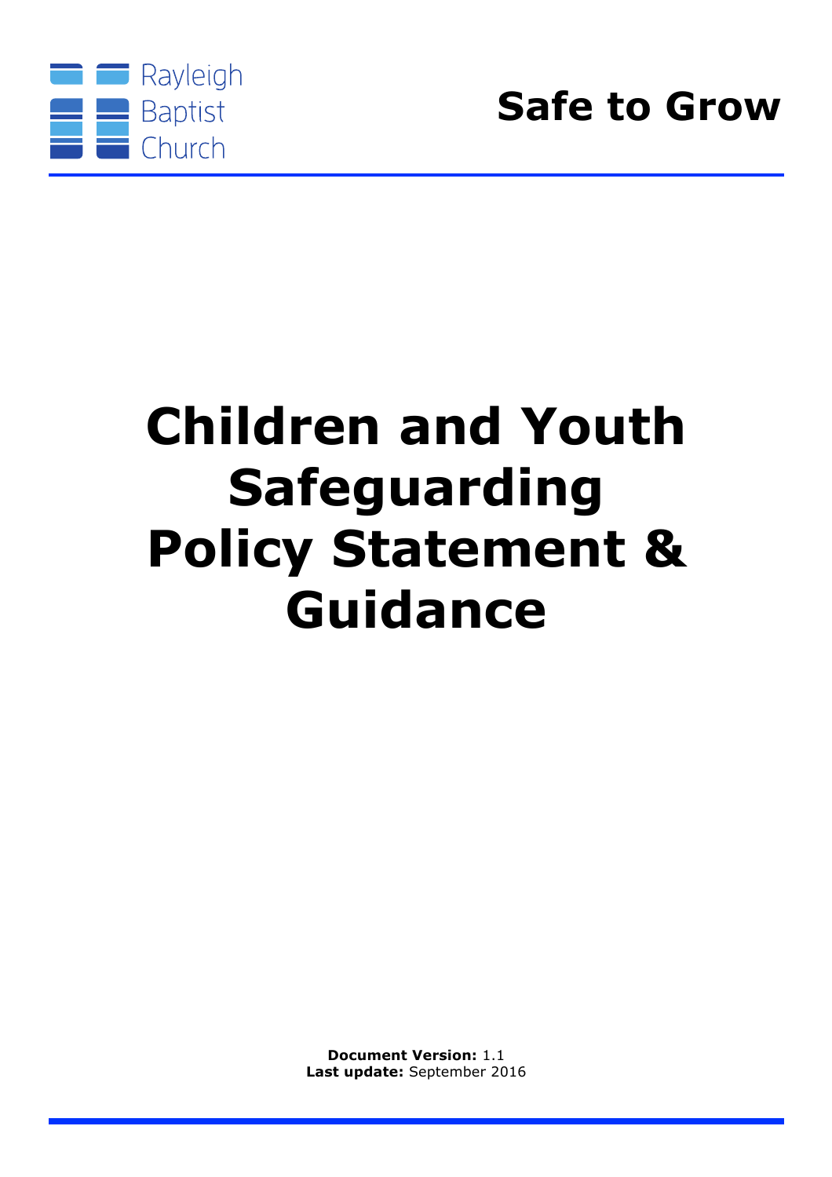Rayleigh Baptist Church

**Safe to Grow**

# Children and Youth Safeguarding Policy Statement & Guidance

**Document Version:** 1.1
**Last update:** September 2016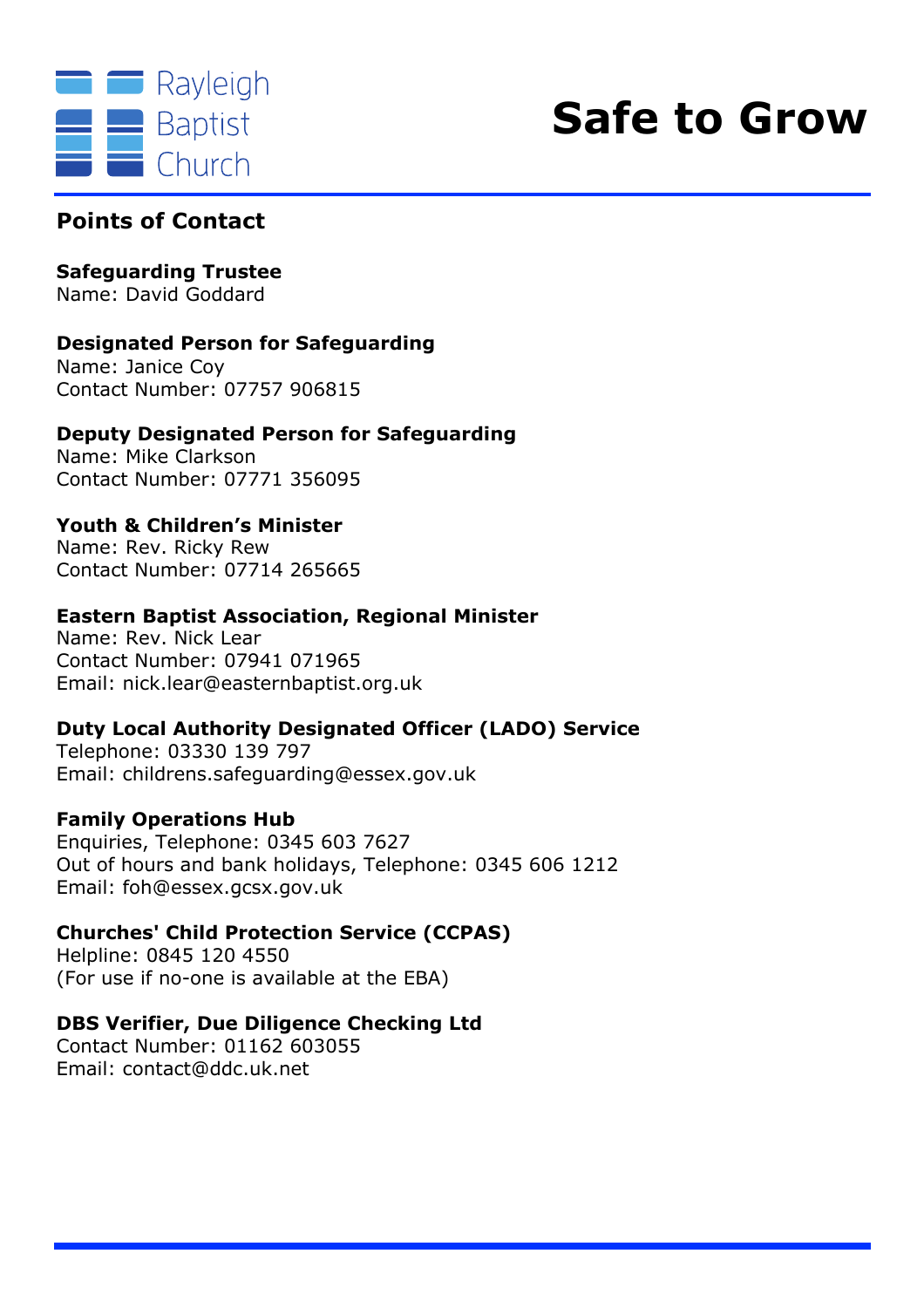Rayleigh Baptist Church

# Safe to Grow

## Points of Contact

**Safeguarding Trustee**
Name: David Goddard

**Designated Person for Safeguarding**
Name: Janice Coy
Contact Number: 07757 906815

**Deputy Designated Person for Safeguarding**
Name: Mike Clarkson
Contact Number: 07771 356095

**Youth & Children's Minister**
Name: Rev. Ricky Rew
Contact Number: 07714 265665

**Eastern Baptist Association, Regional Minister**
Name: Rev. Nick Lear
Contact Number: 07941 071965
Email: nick.lear@easternbaptist.org.uk

**Duty Local Authority Designated Officer (LADO) Service**
Telephone: 03330 139 797
Email: childrens.safeguarding@essex.gov.uk

**Family Operations Hub**
Enquiries, Telephone: 0345 603 7627
Out of hours and bank holidays, Telephone: 0345 606 1212
Email: foh@essex.gcsx.gov.uk

**Churches' Child Protection Service (CCPAS)**
Helpline: 0845 120 4550
(For use if no-one is available at the EBA)

**DBS Verifier, Due Diligence Checking Ltd**
Contact Number: 01162 603055
Email: contact@ddc.uk.net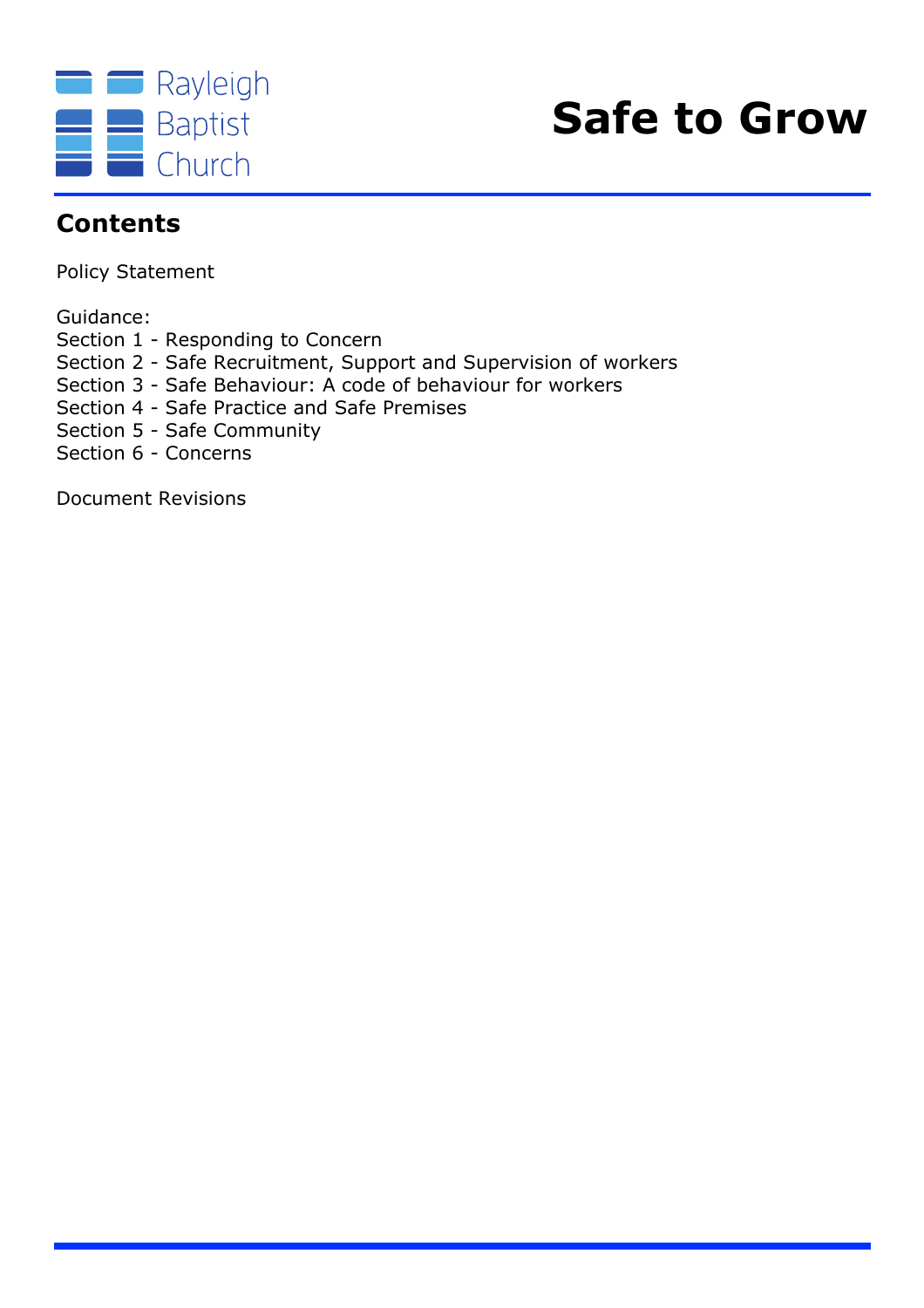Rayleigh Baptist Church

# Safe to Grow

## Contents

Policy Statement

Guidance:
Section 1 - Responding to Concern
Section 2 - Safe Recruitment, Support and Supervision of workers
Section 3 - Safe Behaviour: A code of behaviour for workers
Section 4 - Safe Practice and Safe Premises
Section 5 - Safe Community
Section 6 - Concerns

Document Revisions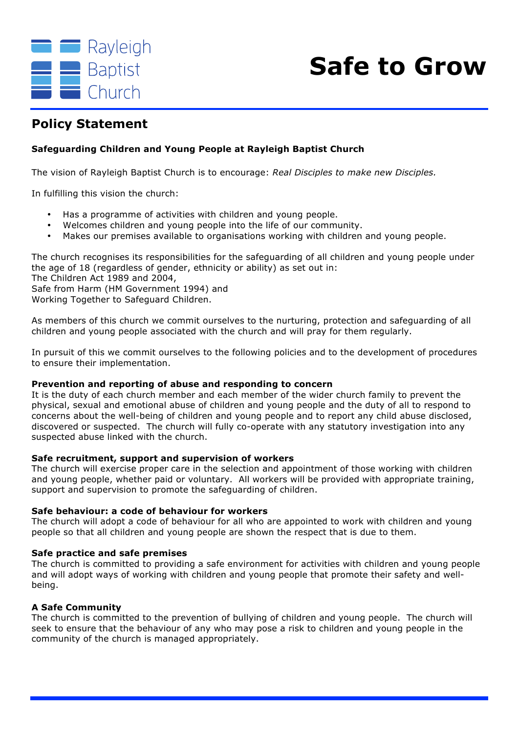Rayleigh Baptist Church

# Safe to Grow

## Policy Statement

**Safeguarding Children and Young People at Rayleigh Baptist Church**

The vision of Rayleigh Baptist Church is to encourage: *Real Disciples to make new Disciples.*

In fulfilling this vision the church:

- Has a programme of activities with children and young people.
- Welcomes children and young people into the life of our community.
- Makes our premises available to organisations working with children and young people.

The church recognises its responsibilities for the safeguarding of all children and young people under the age of 18 (regardless of gender, ethnicity or ability) as set out in:
The Children Act 1989 and 2004,
Safe from Harm (HM Government 1994) and
Working Together to Safeguard Children.

As members of this church we commit ourselves to the nurturing, protection and safeguarding of all children and young people associated with the church and will pray for them regularly.

In pursuit of this we commit ourselves to the following policies and to the development of procedures to ensure their implementation.

**Prevention and reporting of abuse and responding to concern**
It is the duty of each church member and each member of the wider church family to prevent the physical, sexual and emotional abuse of children and young people and the duty of all to respond to concerns about the well-being of children and young people and to report any child abuse disclosed, discovered or suspected. The church will fully co-operate with any statutory investigation into any suspected abuse linked with the church.

**Safe recruitment, support and supervision of workers**
The church will exercise proper care in the selection and appointment of those working with children and young people, whether paid or voluntary. All workers will be provided with appropriate training, support and supervision to promote the safeguarding of children.

**Safe behaviour: a code of behaviour for workers**
The church will adopt a code of behaviour for all who are appointed to work with children and young people so that all children and young people are shown the respect that is due to them.

**Safe practice and safe premises**
The church is committed to providing a safe environment for activities with children and young people and will adopt ways of working with children and young people that promote their safety and well-being.

**A Safe Community**
The church is committed to the prevention of bullying of children and young people. The church will seek to ensure that the behaviour of any who may pose a risk to children and young people in the community of the church is managed appropriately.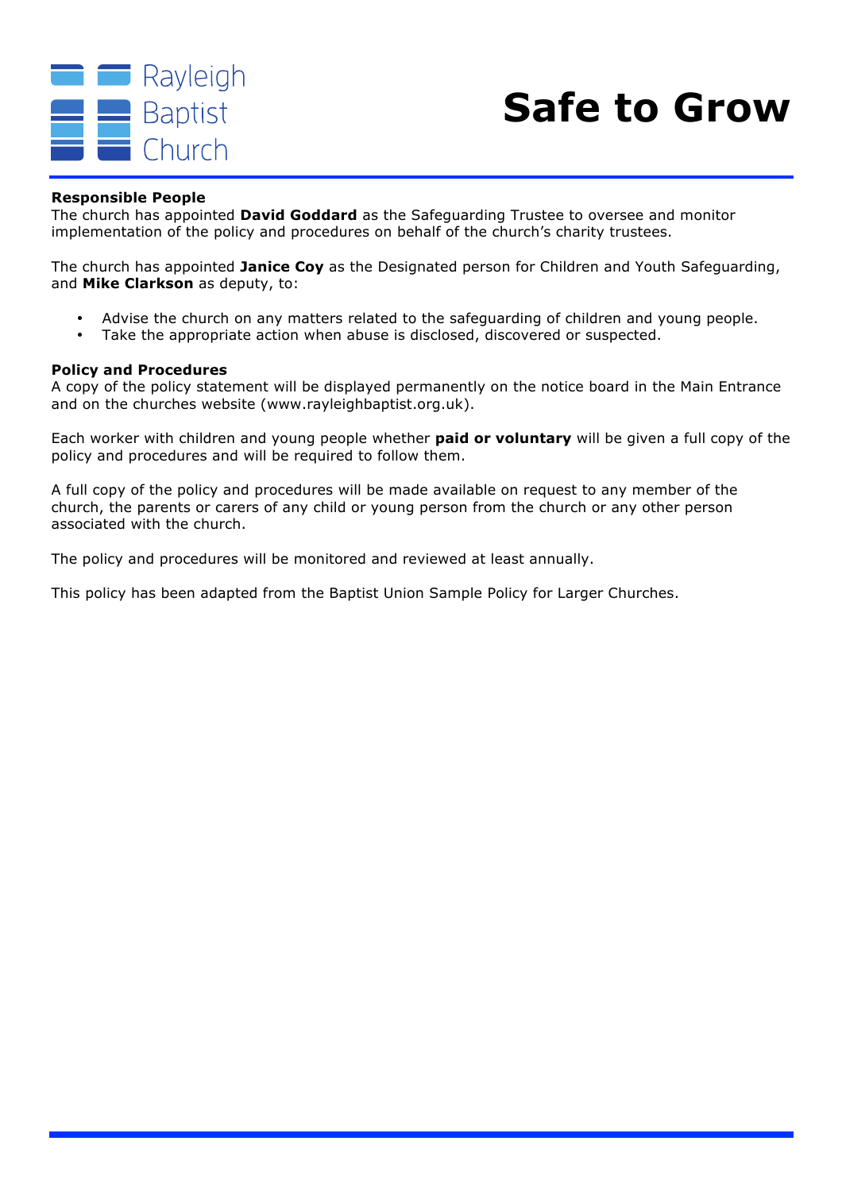**Responsible People**
The church has appointed **David Goddard** as the Safeguarding Trustee to oversee and monitor implementation of the policy and procedures on behalf of the church's charity trustees.

The church has appointed **Janice Coy** as the Designated person for Children and Youth Safeguarding, and **Mike Clarkson** as deputy, to:

- Advise the church on any matters related to the safeguarding of children and young people.
- Take the appropriate action when abuse is disclosed, discovered or suspected.

**Policy and Procedures**
A copy of the policy statement will be displayed permanently on the notice board in the Main Entrance and on the churches website (www.rayleighbaptist.org.uk).

Each worker with children and young people whether **paid or voluntary** will be given a full copy of the policy and procedures and will be required to follow them.

A full copy of the policy and procedures will be made available on request to any member of the church, the parents or carers of any child or young person from the church or any other person associated with the church.

The policy and procedures will be monitored and reviewed at least annually.

This policy has been adapted from the Baptist Union Sample Policy for Larger Churches.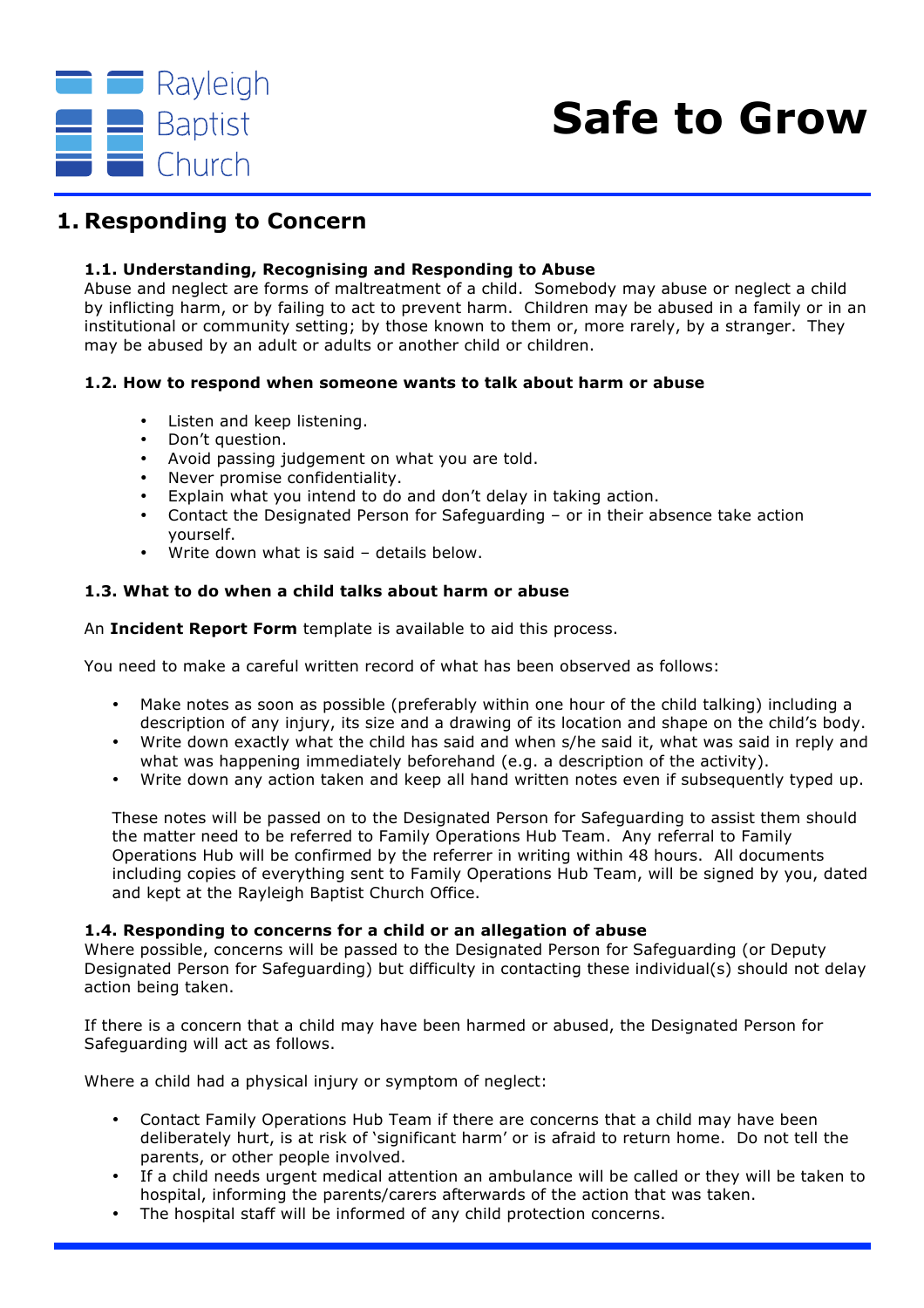# 1. Responding to Concern

### 1.1. Understanding, Recognising and Responding to Abuse

Abuse and neglect are forms of maltreatment of a child. Somebody may abuse or neglect a child by inflicting harm, or by failing to act to prevent harm. Children may be abused in a family or in an institutional or community setting; by those known to them or, more rarely, by a stranger. They may be abused by an adult or adults or another child or children.

### 1.2. How to respond when someone wants to talk about harm or abuse

- Listen and keep listening.
- Don't question.
- Avoid passing judgement on what you are told.
- Never promise confidentiality.
- Explain what you intend to do and don't delay in taking action.
- Contact the Designated Person for Safeguarding – or in their absence take action yourself.
- Write down what is said – details below.

### 1.3. What to do when a child talks about harm or abuse

An **Incident Report Form** template is available to aid this process.

You need to make a careful written record of what has been observed as follows:

- Make notes as soon as possible (preferably within one hour of the child talking) including a description of any injury, its size and a drawing of its location and shape on the child's body.
- Write down exactly what the child has said and when s/he said it, what was said in reply and what was happening immediately beforehand (e.g. a description of the activity).
- Write down any action taken and keep all hand written notes even if subsequently typed up.

These notes will be passed on to the Designated Person for Safeguarding to assist them should the matter need to be referred to Family Operations Hub Team. Any referral to Family Operations Hub will be confirmed by the referrer in writing within 48 hours. All documents including copies of everything sent to Family Operations Hub Team, will be signed by you, dated and kept at the Rayleigh Baptist Church Office.

### 1.4. Responding to concerns for a child or an allegation of abuse

Where possible, concerns will be passed to the Designated Person for Safeguarding (or Deputy Designated Person for Safeguarding) but difficulty in contacting these individual(s) should not delay action being taken.

If there is a concern that a child may have been harmed or abused, the Designated Person for Safeguarding will act as follows.

Where a child had a physical injury or symptom of neglect:

- Contact Family Operations Hub Team if there are concerns that a child may have been deliberately hurt, is at risk of 'significant harm' or is afraid to return home. Do not tell the parents, or other people involved.
- If a child needs urgent medical attention an ambulance will be called or they will be taken to hospital, informing the parents/carers afterwards of the action that was taken.
- The hospital staff will be informed of any child protection concerns.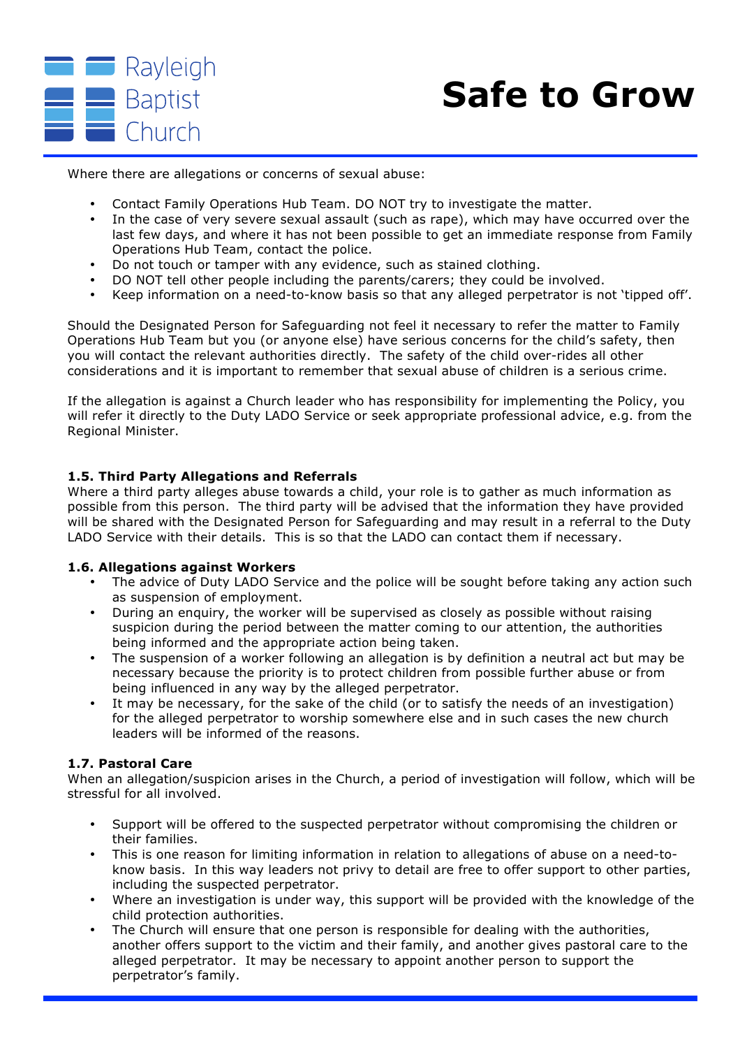Where there are allegations or concerns of sexual abuse:

- Contact Family Operations Hub Team. DO NOT try to investigate the matter.
- In the case of very severe sexual assault (such as rape), which may have occurred over the last few days, and where it has not been possible to get an immediate response from Family Operations Hub Team, contact the police.
- Do not touch or tamper with any evidence, such as stained clothing.
- DO NOT tell other people including the parents/carers; they could be involved.
- Keep information on a need-to-know basis so that any alleged perpetrator is not 'tipped off'.

Should the Designated Person for Safeguarding not feel it necessary to refer the matter to Family Operations Hub Team but you (or anyone else) have serious concerns for the child's safety, then you will contact the relevant authorities directly. The safety of the child over-rides all other considerations and it is important to remember that sexual abuse of children is a serious crime.

If the allegation is against a Church leader who has responsibility for implementing the Policy, you will refer it directly to the Duty LADO Service or seek appropriate professional advice, e.g. from the Regional Minister.

### 1.5. Third Party Allegations and Referrals

Where a third party alleges abuse towards a child, your role is to gather as much information as possible from this person. The third party will be advised that the information they have provided will be shared with the Designated Person for Safeguarding and may result in a referral to the Duty LADO Service with their details. This is so that the LADO can contact them if necessary.

### 1.6. Allegations against Workers

- The advice of Duty LADO Service and the police will be sought before taking any action such as suspension of employment.
- During an enquiry, the worker will be supervised as closely as possible without raising suspicion during the period between the matter coming to our attention, the authorities being informed and the appropriate action being taken.
- The suspension of a worker following an allegation is by definition a neutral act but may be necessary because the priority is to protect children from possible further abuse or from being influenced in any way by the alleged perpetrator.
- It may be necessary, for the sake of the child (or to satisfy the needs of an investigation) for the alleged perpetrator to worship somewhere else and in such cases the new church leaders will be informed of the reasons.

### 1.7. Pastoral Care

When an allegation/suspicion arises in the Church, a period of investigation will follow, which will be stressful for all involved.

- Support will be offered to the suspected perpetrator without compromising the children or their families.
- This is one reason for limiting information in relation to allegations of abuse on a need-to-know basis. In this way leaders not privy to detail are free to offer support to other parties, including the suspected perpetrator.
- Where an investigation is under way, this support will be provided with the knowledge of the child protection authorities.
- The Church will ensure that one person is responsible for dealing with the authorities, another offers support to the victim and their family, and another gives pastoral care to the alleged perpetrator. It may be necessary to appoint another person to support the perpetrator's family.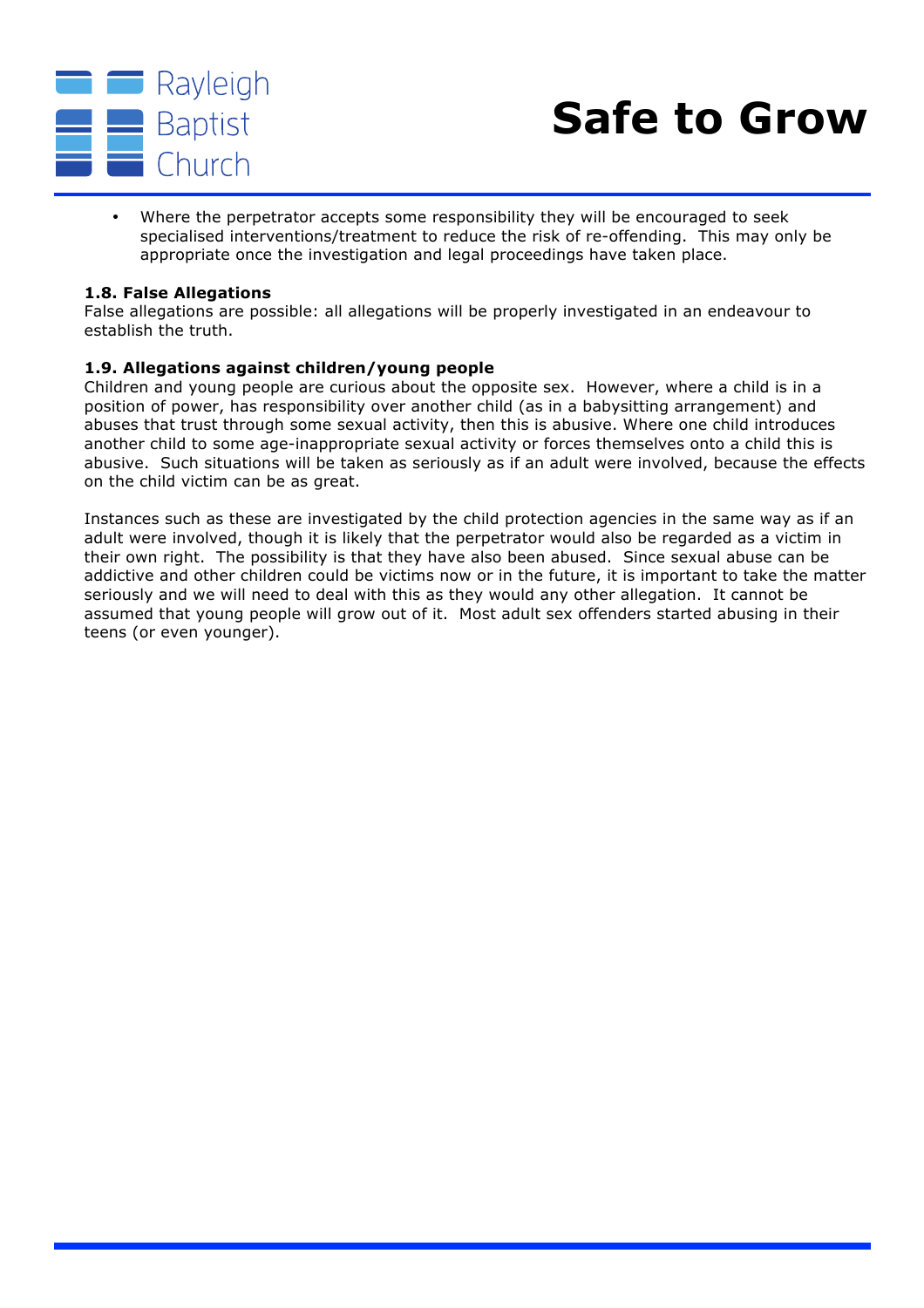- Where the perpetrator accepts some responsibility they will be encouraged to seek specialised interventions/treatment to reduce the risk of re-offending. This may only be appropriate once the investigation and legal proceedings have taken place.

**1.8. False Allegations**

False allegations are possible: all allegations will be properly investigated in an endeavour to establish the truth.

**1.9. Allegations against children/young people**

Children and young people are curious about the opposite sex. However, where a child is in a position of power, has responsibility over another child (as in a babysitting arrangement) and abuses that trust through some sexual activity, then this is abusive. Where one child introduces another child to some age-inappropriate sexual activity or forces themselves onto a child this is abusive. Such situations will be taken as seriously as if an adult were involved, because the effects on the child victim can be as great.

Instances such as these are investigated by the child protection agencies in the same way as if an adult were involved, though it is likely that the perpetrator would also be regarded as a victim in their own right. The possibility is that they have also been abused. Since sexual abuse can be addictive and other children could be victims now or in the future, it is important to take the matter seriously and we will need to deal with this as they would any other allegation. It cannot be assumed that young people will grow out of it. Most adult sex offenders started abusing in their teens (or even younger).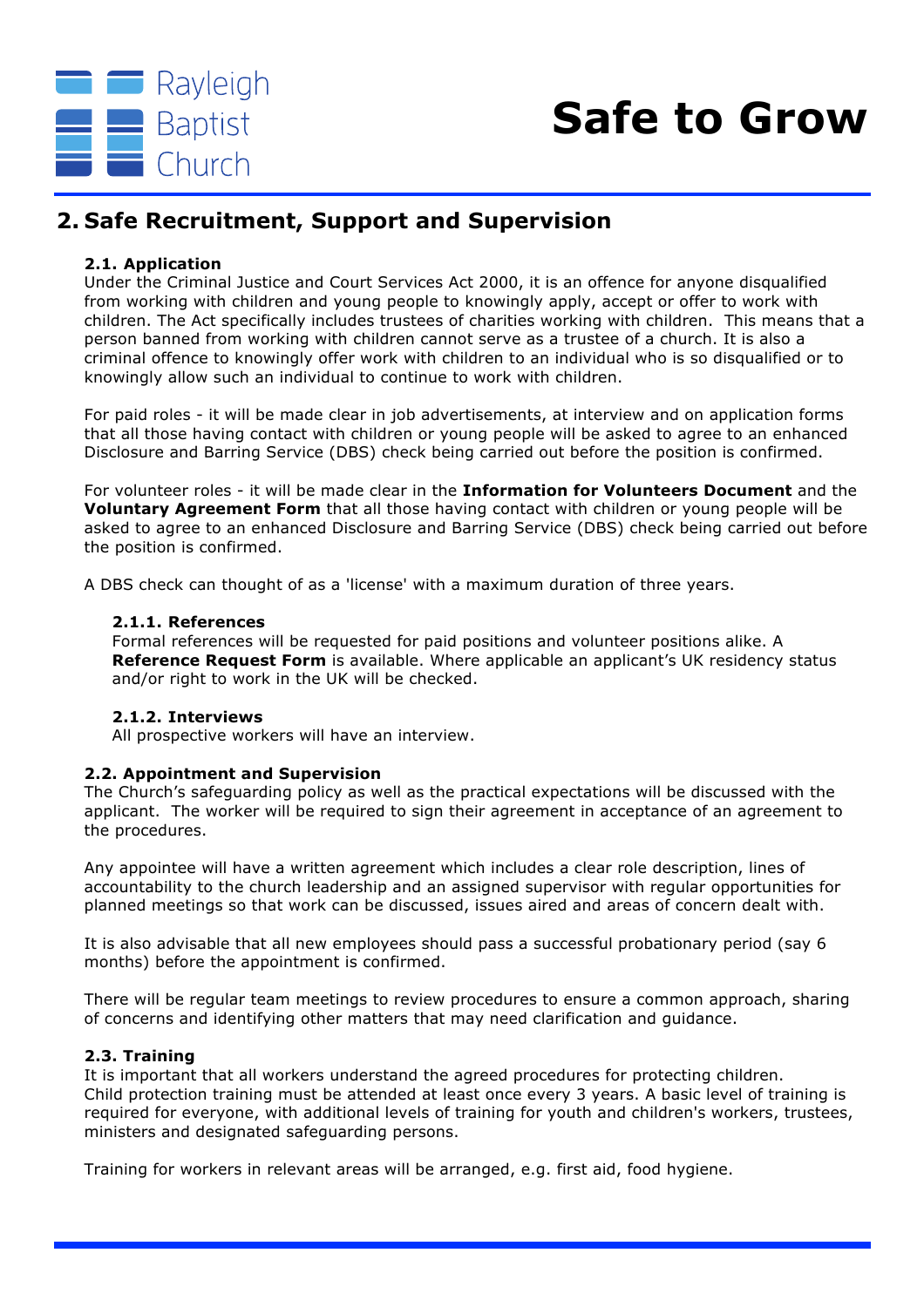## 2. Safe Recruitment, Support and Supervision

### 2.1. Application

Under the Criminal Justice and Court Services Act 2000, it is an offence for anyone disqualified from working with children and young people to knowingly apply, accept or offer to work with children. The Act specifically includes trustees of charities working with children. This means that a person banned from working with children cannot serve as a trustee of a church. It is also a criminal offence to knowingly offer work with children to an individual who is so disqualified or to knowingly allow such an individual to continue to work with children.

For paid roles - it will be made clear in job advertisements, at interview and on application forms that all those having contact with children or young people will be asked to agree to an enhanced Disclosure and Barring Service (DBS) check being carried out before the position is confirmed.

For volunteer roles - it will be made clear in the **Information for Volunteers Document** and the **Voluntary Agreement Form** that all those having contact with children or young people will be asked to agree to an enhanced Disclosure and Barring Service (DBS) check being carried out before the position is confirmed.

A DBS check can thought of as a 'license' with a maximum duration of three years.

#### 2.1.1. References

Formal references will be requested for paid positions and volunteer positions alike. A **Reference Request Form** is available. Where applicable an applicant's UK residency status and/or right to work in the UK will be checked.

#### 2.1.2. Interviews

All prospective workers will have an interview.

### 2.2. Appointment and Supervision

The Church's safeguarding policy as well as the practical expectations will be discussed with the applicant. The worker will be required to sign their agreement in acceptance of an agreement to the procedures.

Any appointee will have a written agreement which includes a clear role description, lines of accountability to the church leadership and an assigned supervisor with regular opportunities for planned meetings so that work can be discussed, issues aired and areas of concern dealt with.

It is also advisable that all new employees should pass a successful probationary period (say 6 months) before the appointment is confirmed.

There will be regular team meetings to review procedures to ensure a common approach, sharing of concerns and identifying other matters that may need clarification and guidance.

### 2.3. Training

It is important that all workers understand the agreed procedures for protecting children. Child protection training must be attended at least once every 3 years. A basic level of training is required for everyone, with additional levels of training for youth and children's workers, trustees, ministers and designated safeguarding persons.

Training for workers in relevant areas will be arranged, e.g. first aid, food hygiene.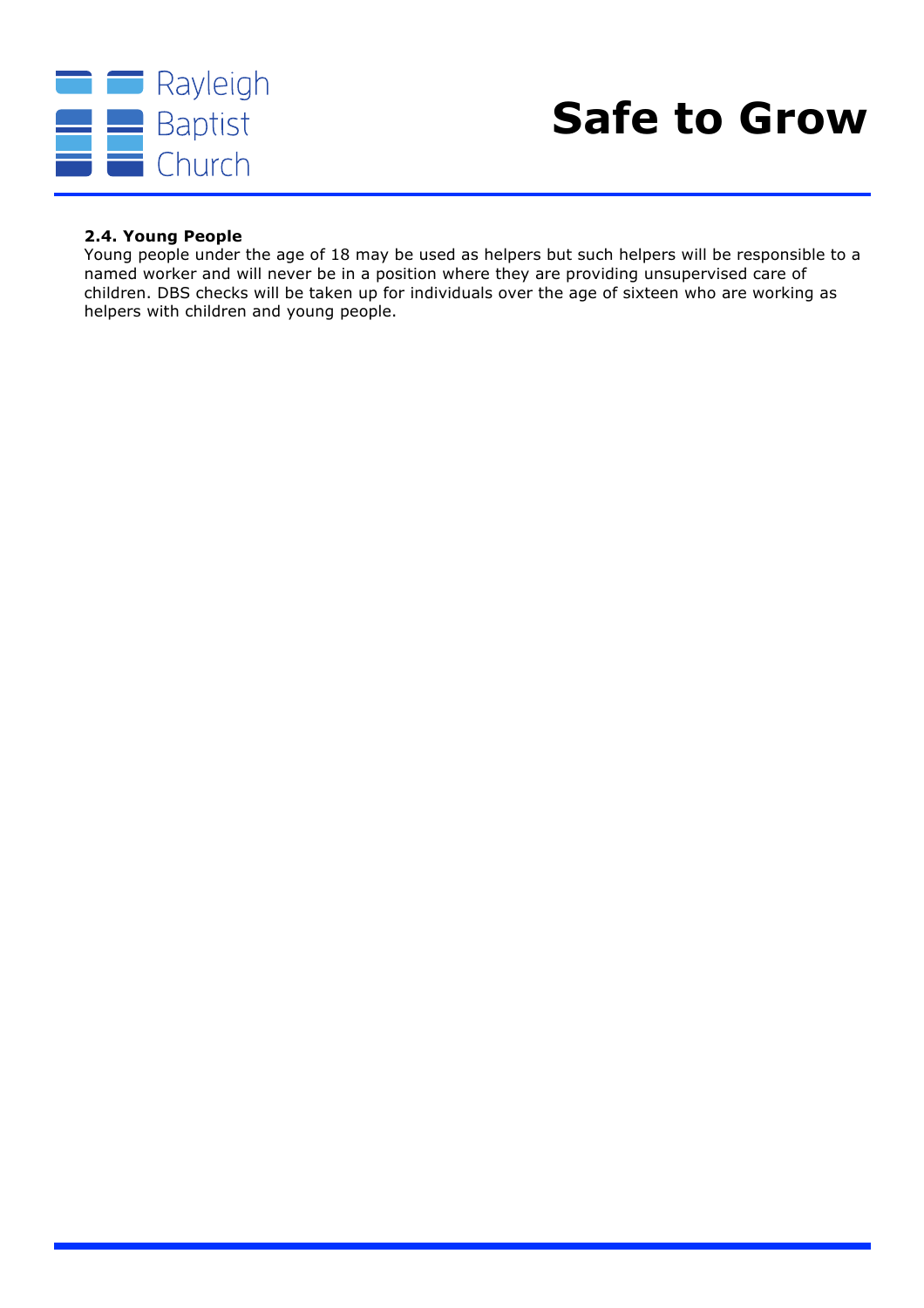### 2.4. Young People

Young people under the age of 18 may be used as helpers but such helpers will be responsible to a named worker and will never be in a position where they are providing unsupervised care of children. DBS checks will be taken up for individuals over the age of sixteen who are working as helpers with children and young people.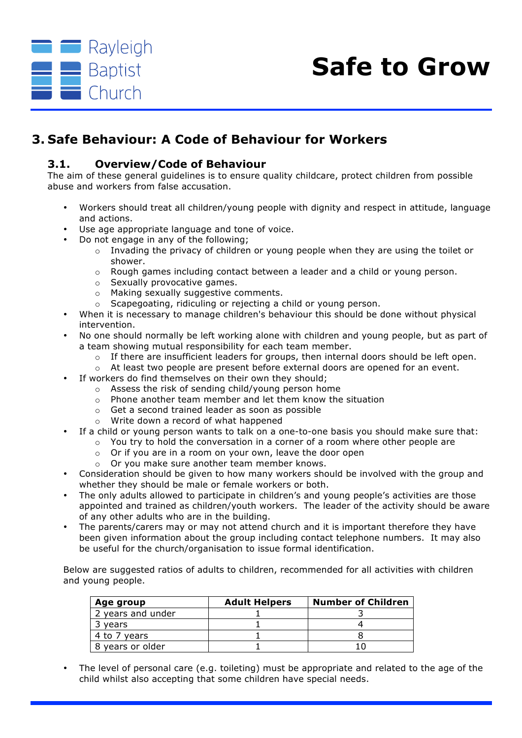## 3. Safe Behaviour: A Code of Behaviour for Workers

### 3.1. Overview/Code of Behaviour

The aim of these general guidelines is to ensure quality childcare, protect children from possible abuse and workers from false accusation.

- Workers should treat all children/young people with dignity and respect in attitude, language and actions.
- Use age appropriate language and tone of voice.
- Do not engage in any of the following;
    - Invading the privacy of children or young people when they are using the toilet or shower.
    - Rough games including contact between a leader and a child or young person.
    - Sexually provocative games.
    - Making sexually suggestive comments.
    - Scapegoating, ridiculing or rejecting a child or young person.
- When it is necessary to manage children's behaviour this should be done without physical intervention.
- No one should normally be left working alone with children and young people, but as part of a team showing mutual responsibility for each team member.
    - If there are insufficient leaders for groups, then internal doors should be left open.
    - At least two people are present before external doors are opened for an event.
- If workers do find themselves on their own they should;
    - Assess the risk of sending child/young person home
    - Phone another team member and let them know the situation
    - Get a second trained leader as soon as possible
    - Write down a record of what happened
- If a child or young person wants to talk on a one-to-one basis you should make sure that:
    - You try to hold the conversation in a corner of a room where other people are
    - Or if you are in a room on your own, leave the door open
    - Or you make sure another team member knows.
- Consideration should be given to how many workers should be involved with the group and whether they should be male or female workers or both.
- The only adults allowed to participate in children's and young people's activities are those appointed and trained as children/youth workers. The leader of the activity should be aware of any other adults who are in the building.
- The parents/carers may or may not attend church and it is important therefore they have been given information about the group including contact telephone numbers. It may also be useful for the church/organisation to issue formal identification.

Below are suggested ratios of adults to children, recommended for all activities with children and young people.

| Age group | Adult Helpers | Number of Children |
|---|---|---|
| 2 years and under | 1 | 3 |
| 3 years | 1 | 4 |
| 4 to 7 years | 1 | 8 |
| 8 years or older | 1 | 10 |

- The level of personal care (e.g. toileting) must be appropriate and related to the age of the child whilst also accepting that some children have special needs.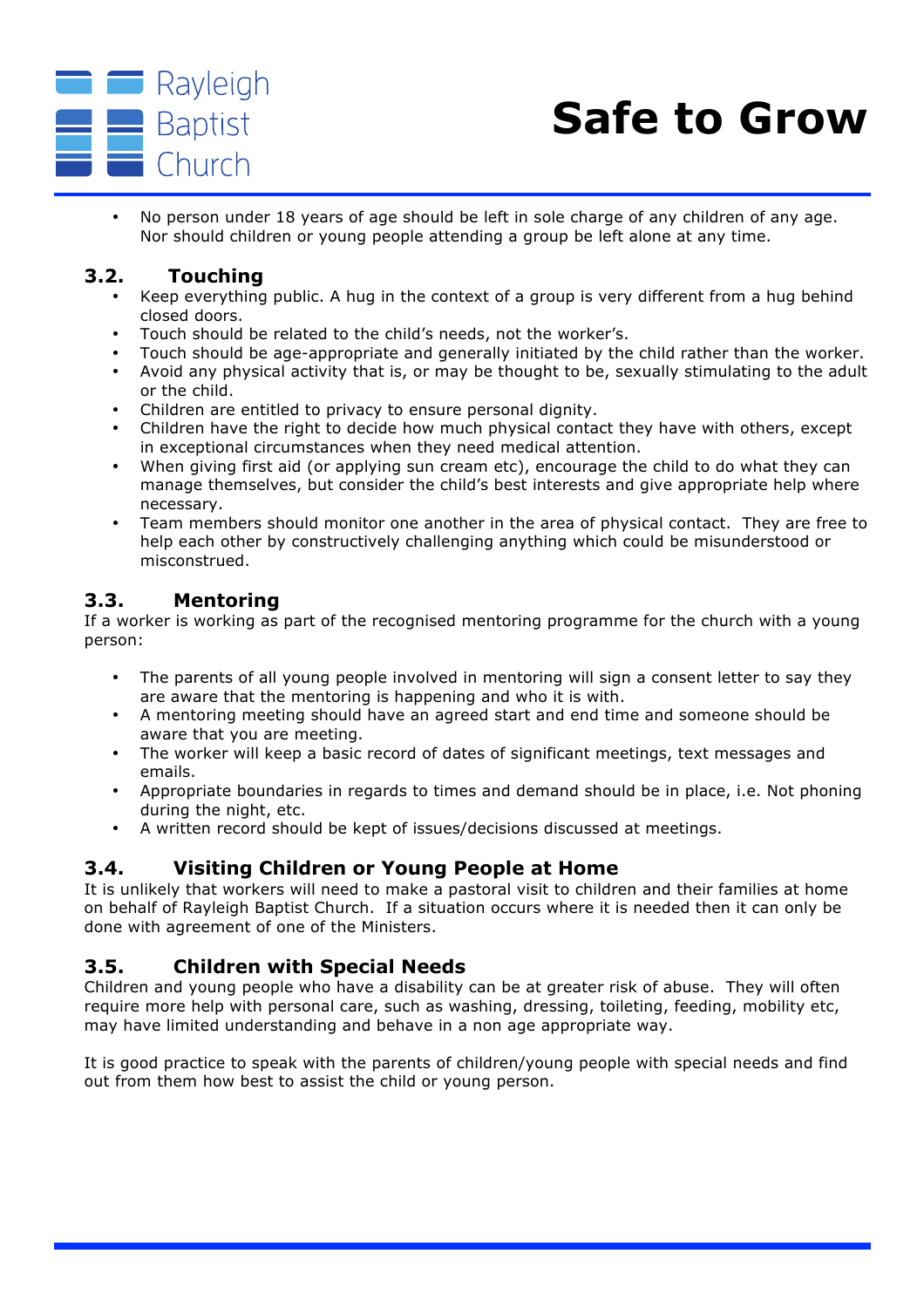- No person under 18 years of age should be left in sole charge of any children of any age. Nor should children or young people attending a group be left alone at any time.

### 3.2. Touching

- Keep everything public. A hug in the context of a group is very different from a hug behind closed doors.
- Touch should be related to the child's needs, not the worker's.
- Touch should be age-appropriate and generally initiated by the child rather than the worker.
- Avoid any physical activity that is, or may be thought to be, sexually stimulating to the adult or the child.
- Children are entitled to privacy to ensure personal dignity.
- Children have the right to decide how much physical contact they have with others, except in exceptional circumstances when they need medical attention.
- When giving first aid (or applying sun cream etc), encourage the child to do what they can manage themselves, but consider the child's best interests and give appropriate help where necessary.
- Team members should monitor one another in the area of physical contact. They are free to help each other by constructively challenging anything which could be misunderstood or misconstrued.

### 3.3. Mentoring

If a worker is working as part of the recognised mentoring programme for the church with a young person:

- The parents of all young people involved in mentoring will sign a consent letter to say they are aware that the mentoring is happening and who it is with.
- A mentoring meeting should have an agreed start and end time and someone should be aware that you are meeting.
- The worker will keep a basic record of dates of significant meetings, text messages and emails.
- Appropriate boundaries in regards to times and demand should be in place, i.e. Not phoning during the night, etc.
- A written record should be kept of issues/decisions discussed at meetings.

### 3.4. Visiting Children or Young People at Home

It is unlikely that workers will need to make a pastoral visit to children and their families at home on behalf of Rayleigh Baptist Church. If a situation occurs where it is needed then it can only be done with agreement of one of the Ministers.

### 3.5. Children with Special Needs

Children and young people who have a disability can be at greater risk of abuse. They will often require more help with personal care, such as washing, dressing, toileting, feeding, mobility etc, may have limited understanding and behave in a non age appropriate way.

It is good practice to speak with the parents of children/young people with special needs and find out from them how best to assist the child or young person.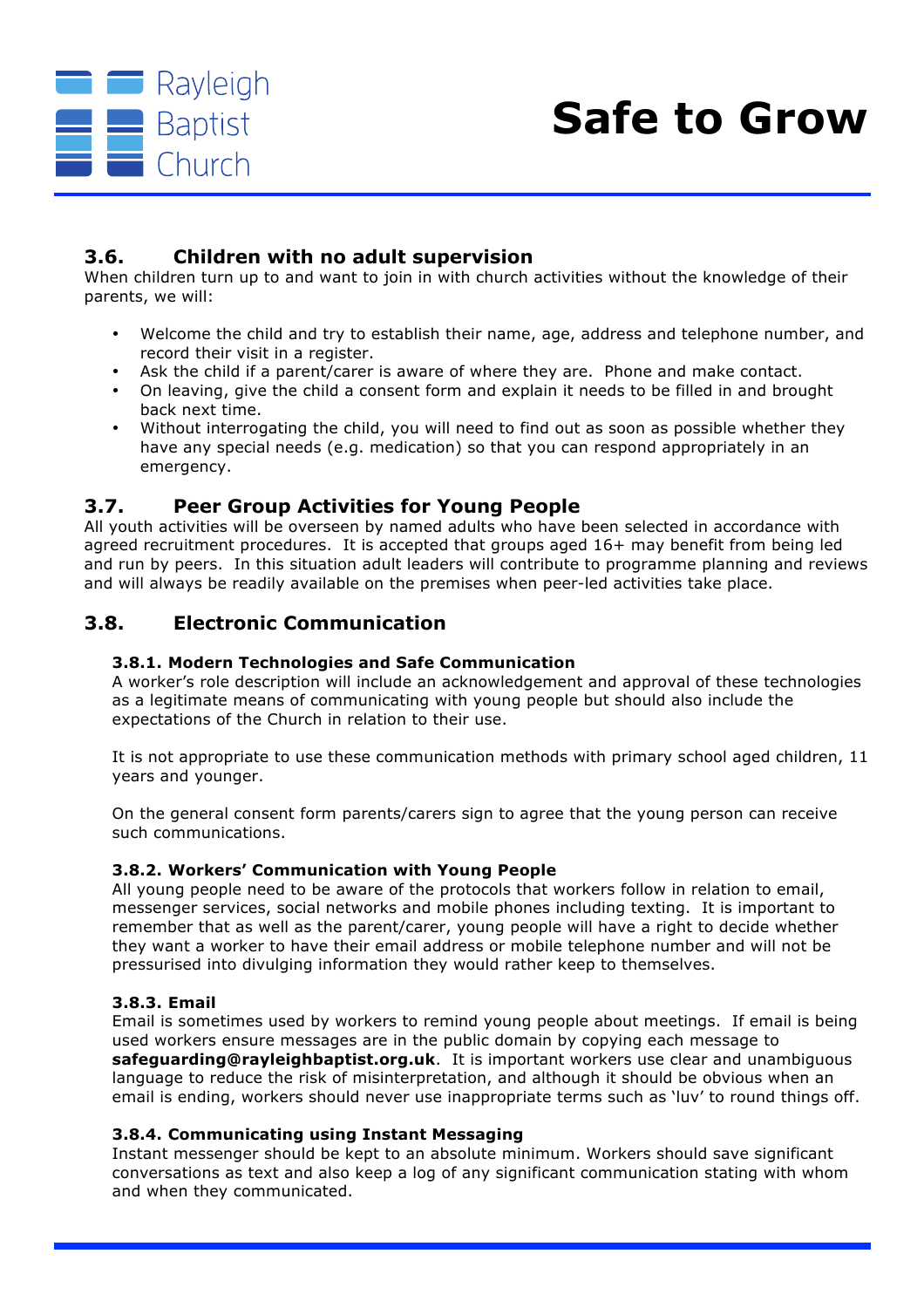### 3.6. Children with no adult supervision

When children turn up to and want to join in with church activities without the knowledge of their parents, we will:

- Welcome the child and try to establish their name, age, address and telephone number, and record their visit in a register.
- Ask the child if a parent/carer is aware of where they are. Phone and make contact.
- On leaving, give the child a consent form and explain it needs to be filled in and brought back next time.
- Without interrogating the child, you will need to find out as soon as possible whether they have any special needs (e.g. medication) so that you can respond appropriately in an emergency.

### 3.7. Peer Group Activities for Young People

All youth activities will be overseen by named adults who have been selected in accordance with agreed recruitment procedures. It is accepted that groups aged 16+ may benefit from being led and run by peers. In this situation adult leaders will contribute to programme planning and reviews and will always be readily available on the premises when peer-led activities take place.

### 3.8. Electronic Communication

#### 3.8.1. Modern Technologies and Safe Communication

A worker's role description will include an acknowledgement and approval of these technologies as a legitimate means of communicating with young people but should also include the expectations of the Church in relation to their use.

It is not appropriate to use these communication methods with primary school aged children, 11 years and younger.

On the general consent form parents/carers sign to agree that the young person can receive such communications.

#### 3.8.2. Workers' Communication with Young People

All young people need to be aware of the protocols that workers follow in relation to email, messenger services, social networks and mobile phones including texting. It is important to remember that as well as the parent/carer, young people will have a right to decide whether they want a worker to have their email address or mobile telephone number and will not be pressurised into divulging information they would rather keep to themselves.

#### 3.8.3. Email

Email is sometimes used by workers to remind young people about meetings. If email is being used workers ensure messages are in the public domain by copying each message to **safeguarding@rayleighbaptist.org.uk**. It is important workers use clear and unambiguous language to reduce the risk of misinterpretation, and although it should be obvious when an email is ending, workers should never use inappropriate terms such as 'luv' to round things off.

#### 3.8.4. Communicating using Instant Messaging

Instant messenger should be kept to an absolute minimum. Workers should save significant conversations as text and also keep a log of any significant communication stating with whom and when they communicated.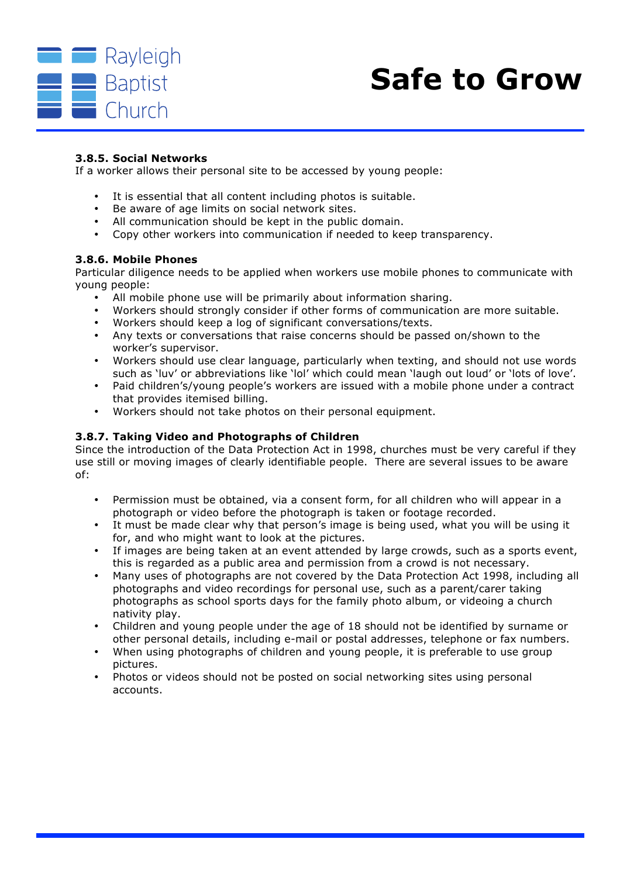### 3.8.5. Social Networks

If a worker allows their personal site to be accessed by young people:

- It is essential that all content including photos is suitable.
- Be aware of age limits on social network sites.
- All communication should be kept in the public domain.
- Copy other workers into communication if needed to keep transparency.

### 3.8.6. Mobile Phones

Particular diligence needs to be applied when workers use mobile phones to communicate with young people:

- All mobile phone use will be primarily about information sharing.
- Workers should strongly consider if other forms of communication are more suitable.
- Workers should keep a log of significant conversations/texts.
- Any texts or conversations that raise concerns should be passed on/shown to the worker's supervisor.
- Workers should use clear language, particularly when texting, and should not use words such as 'luv' or abbreviations like 'lol' which could mean 'laugh out loud' or 'lots of love'.
- Paid children's/young people's workers are issued with a mobile phone under a contract that provides itemised billing.
- Workers should not take photos on their personal equipment.

### 3.8.7. Taking Video and Photographs of Children

Since the introduction of the Data Protection Act in 1998, churches must be very careful if they use still or moving images of clearly identifiable people. There are several issues to be aware of:

- Permission must be obtained, via a consent form, for all children who will appear in a photograph or video before the photograph is taken or footage recorded.
- It must be made clear why that person's image is being used, what you will be using it for, and who might want to look at the pictures.
- If images are being taken at an event attended by large crowds, such as a sports event, this is regarded as a public area and permission from a crowd is not necessary.
- Many uses of photographs are not covered by the Data Protection Act 1998, including all photographs and video recordings for personal use, such as a parent/carer taking photographs as school sports days for the family photo album, or videoing a church nativity play.
- Children and young people under the age of 18 should not be identified by surname or other personal details, including e-mail or postal addresses, telephone or fax numbers.
- When using photographs of children and young people, it is preferable to use group pictures.
- Photos or videos should not be posted on social networking sites using personal accounts.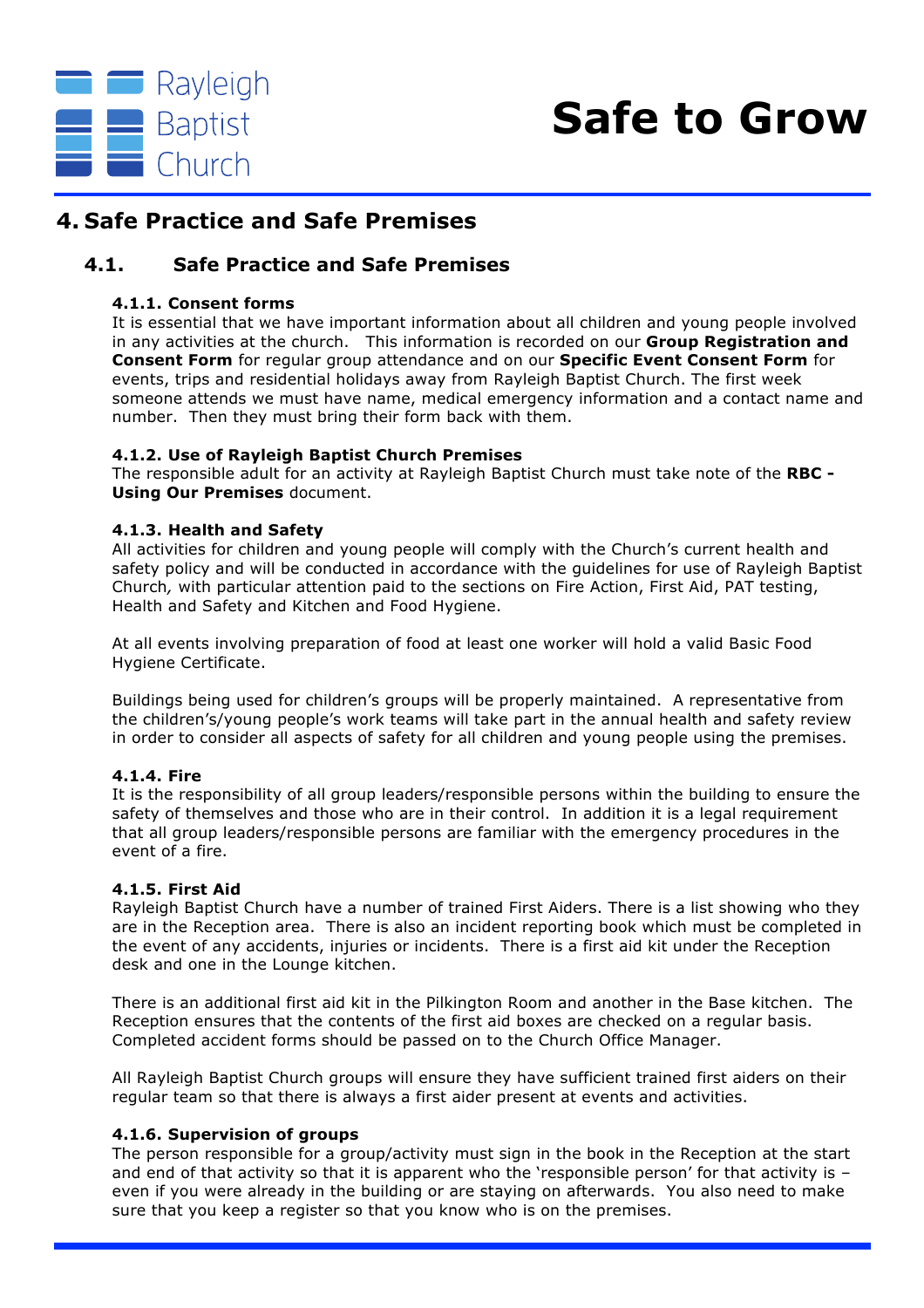# 4. Safe Practice and Safe Premises

## 4.1. Safe Practice and Safe Premises

### 4.1.1. Consent forms

It is essential that we have important information about all children and young people involved in any activities at the church. This information is recorded on our **Group Registration and Consent Form** for regular group attendance and on our **Specific Event Consent Form** for events, trips and residential holidays away from Rayleigh Baptist Church. The first week someone attends we must have name, medical emergency information and a contact name and number. Then they must bring their form back with them.

### 4.1.2. Use of Rayleigh Baptist Church Premises

The responsible adult for an activity at Rayleigh Baptist Church must take note of the **RBC - Using Our Premises** document.

### 4.1.3. Health and Safety

All activities for children and young people will comply with the Church's current health and safety policy and will be conducted in accordance with the guidelines for use of Rayleigh Baptist Church*,* with particular attention paid to the sections on Fire Action, First Aid, PAT testing, Health and Safety and Kitchen and Food Hygiene.

At all events involving preparation of food at least one worker will hold a valid Basic Food Hygiene Certificate.

Buildings being used for children's groups will be properly maintained. A representative from the children's/young people's work teams will take part in the annual health and safety review in order to consider all aspects of safety for all children and young people using the premises.

### 4.1.4. Fire

It is the responsibility of all group leaders/responsible persons within the building to ensure the safety of themselves and those who are in their control. In addition it is a legal requirement that all group leaders/responsible persons are familiar with the emergency procedures in the event of a fire.

### 4.1.5. First Aid

Rayleigh Baptist Church have a number of trained First Aiders. There is a list showing who they are in the Reception area. There is also an incident reporting book which must be completed in the event of any accidents, injuries or incidents. There is a first aid kit under the Reception desk and one in the Lounge kitchen.

There is an additional first aid kit in the Pilkington Room and another in the Base kitchen. The Reception ensures that the contents of the first aid boxes are checked on a regular basis. Completed accident forms should be passed on to the Church Office Manager.

All Rayleigh Baptist Church groups will ensure they have sufficient trained first aiders on their regular team so that there is always a first aider present at events and activities.

### 4.1.6. Supervision of groups

The person responsible for a group/activity must sign in the book in the Reception at the start and end of that activity so that it is apparent who the 'responsible person' for that activity is – even if you were already in the building or are staying on afterwards. You also need to make sure that you keep a register so that you know who is on the premises.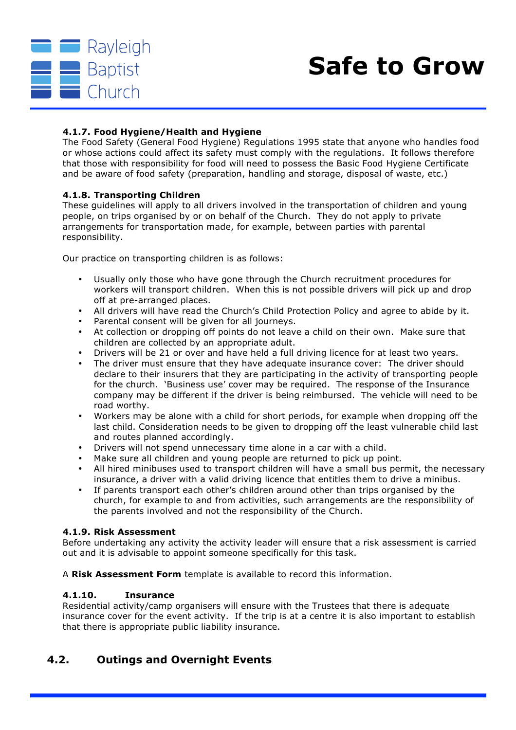#### 4.1.7. Food Hygiene/Health and Hygiene

The Food Safety (General Food Hygiene) Regulations 1995 state that anyone who handles food or whose actions could affect its safety must comply with the regulations. It follows therefore that those with responsibility for food will need to possess the Basic Food Hygiene Certificate and be aware of food safety (preparation, handling and storage, disposal of waste, etc.)

#### 4.1.8. Transporting Children

These guidelines will apply to all drivers involved in the transportation of children and young people, on trips organised by or on behalf of the Church. They do not apply to private arrangements for transportation made, for example, between parties with parental responsibility.

Our practice on transporting children is as follows:

- Usually only those who have gone through the Church recruitment procedures for workers will transport children. When this is not possible drivers will pick up and drop off at pre-arranged places.
- All drivers will have read the Church's Child Protection Policy and agree to abide by it.
- Parental consent will be given for all journeys.
- At collection or dropping off points do not leave a child on their own. Make sure that children are collected by an appropriate adult.
- Drivers will be 21 or over and have held a full driving licence for at least two years.
- The driver must ensure that they have adequate insurance cover: The driver should declare to their insurers that they are participating in the activity of transporting people for the church. 'Business use' cover may be required. The response of the Insurance company may be different if the driver is being reimbursed. The vehicle will need to be road worthy.
- Workers may be alone with a child for short periods, for example when dropping off the last child. Consideration needs to be given to dropping off the least vulnerable child last and routes planned accordingly.
- Drivers will not spend unnecessary time alone in a car with a child.
- Make sure all children and young people are returned to pick up point.
- All hired minibuses used to transport children will have a small bus permit, the necessary insurance, a driver with a valid driving licence that entitles them to drive a minibus.
- If parents transport each other's children around other than trips organised by the church, for example to and from activities, such arrangements are the responsibility of the parents involved and not the responsibility of the Church.

#### 4.1.9. Risk Assessment

Before undertaking any activity the activity leader will ensure that a risk assessment is carried out and it is advisable to appoint someone specifically for this task.

A **Risk Assessment Form** template is available to record this information.

#### 4.1.10. Insurance

Residential activity/camp organisers will ensure with the Trustees that there is adequate insurance cover for the event activity. If the trip is at a centre it is also important to establish that there is appropriate public liability insurance.

### 4.2. Outings and Overnight Events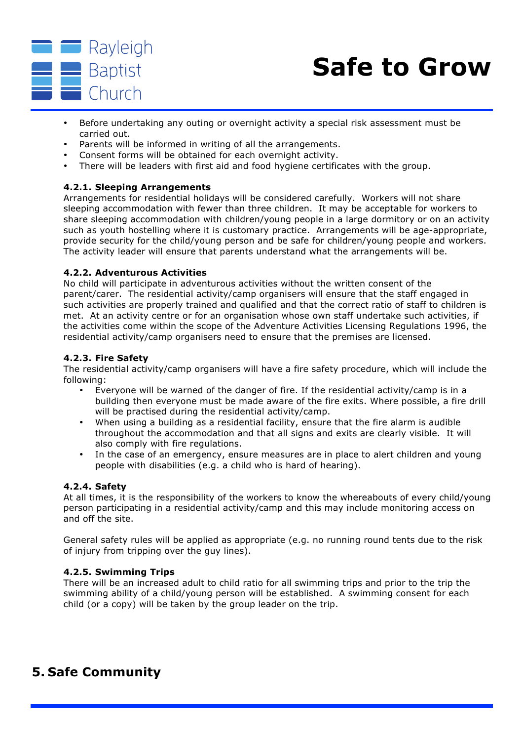- Before undertaking any outing or overnight activity a special risk assessment must be carried out.
- Parents will be informed in writing of all the arrangements.
- Consent forms will be obtained for each overnight activity.
- There will be leaders with first aid and food hygiene certificates with the group.

### 4.2.1. Sleeping Arrangements

Arrangements for residential holidays will be considered carefully. Workers will not share sleeping accommodation with fewer than three children. It may be acceptable for workers to share sleeping accommodation with children/young people in a large dormitory or on an activity such as youth hostelling where it is customary practice. Arrangements will be age-appropriate, provide security for the child/young person and be safe for children/young people and workers. The activity leader will ensure that parents understand what the arrangements will be.

### 4.2.2. Adventurous Activities

No child will participate in adventurous activities without the written consent of the parent/carer. The residential activity/camp organisers will ensure that the staff engaged in such activities are properly trained and qualified and that the correct ratio of staff to children is met. At an activity centre or for an organisation whose own staff undertake such activities, if the activities come within the scope of the Adventure Activities Licensing Regulations 1996, the residential activity/camp organisers need to ensure that the premises are licensed.

### 4.2.3. Fire Safety

The residential activity/camp organisers will have a fire safety procedure, which will include the following:

- Everyone will be warned of the danger of fire. If the residential activity/camp is in a building then everyone must be made aware of the fire exits. Where possible, a fire drill will be practised during the residential activity/camp.
- When using a building as a residential facility, ensure that the fire alarm is audible throughout the accommodation and that all signs and exits are clearly visible. It will also comply with fire regulations.
- In the case of an emergency, ensure measures are in place to alert children and young people with disabilities (e.g. a child who is hard of hearing).

### 4.2.4. Safety

At all times, it is the responsibility of the workers to know the whereabouts of every child/young person participating in a residential activity/camp and this may include monitoring access on and off the site.

General safety rules will be applied as appropriate (e.g. no running round tents due to the risk of injury from tripping over the guy lines).

### 4.2.5. Swimming Trips

There will be an increased adult to child ratio for all swimming trips and prior to the trip the swimming ability of a child/young person will be established. A swimming consent for each child (or a copy) will be taken by the group leader on the trip.

## 5. Safe Community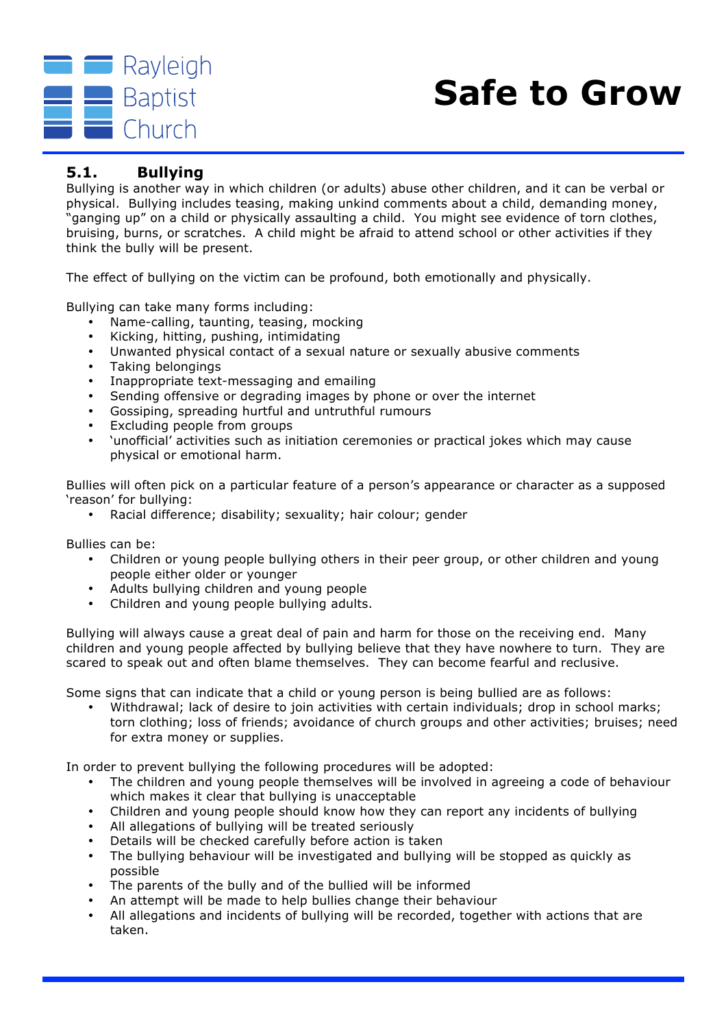## 5.1. Bullying

Bullying is another way in which children (or adults) abuse other children, and it can be verbal or physical. Bullying includes teasing, making unkind comments about a child, demanding money, "ganging up" on a child or physically assaulting a child. You might see evidence of torn clothes, bruising, burns, or scratches. A child might be afraid to attend school or other activities if they think the bully will be present.

The effect of bullying on the victim can be profound, both emotionally and physically.

Bullying can take many forms including:

- Name-calling, taunting, teasing, mocking
- Kicking, hitting, pushing, intimidating
- Unwanted physical contact of a sexual nature or sexually abusive comments
- Taking belongings
- Inappropriate text-messaging and emailing
- Sending offensive or degrading images by phone or over the internet
- Gossiping, spreading hurtful and untruthful rumours
- Excluding people from groups
- 'unofficial' activities such as initiation ceremonies or practical jokes which may cause physical or emotional harm.

Bullies will often pick on a particular feature of a person's appearance or character as a supposed 'reason' for bullying:

- Racial difference; disability; sexuality; hair colour; gender

Bullies can be:

- Children or young people bullying others in their peer group, or other children and young people either older or younger
- Adults bullying children and young people
- Children and young people bullying adults.

Bullying will always cause a great deal of pain and harm for those on the receiving end. Many children and young people affected by bullying believe that they have nowhere to turn. They are scared to speak out and often blame themselves. They can become fearful and reclusive.

Some signs that can indicate that a child or young person is being bullied are as follows:

- Withdrawal; lack of desire to join activities with certain individuals; drop in school marks; torn clothing; loss of friends; avoidance of church groups and other activities; bruises; need for extra money or supplies.

In order to prevent bullying the following procedures will be adopted:

- The children and young people themselves will be involved in agreeing a code of behaviour which makes it clear that bullying is unacceptable
- Children and young people should know how they can report any incidents of bullying
- All allegations of bullying will be treated seriously
- Details will be checked carefully before action is taken
- The bullying behaviour will be investigated and bullying will be stopped as quickly as possible
- The parents of the bully and of the bullied will be informed
- An attempt will be made to help bullies change their behaviour
- All allegations and incidents of bullying will be recorded, together with actions that are taken.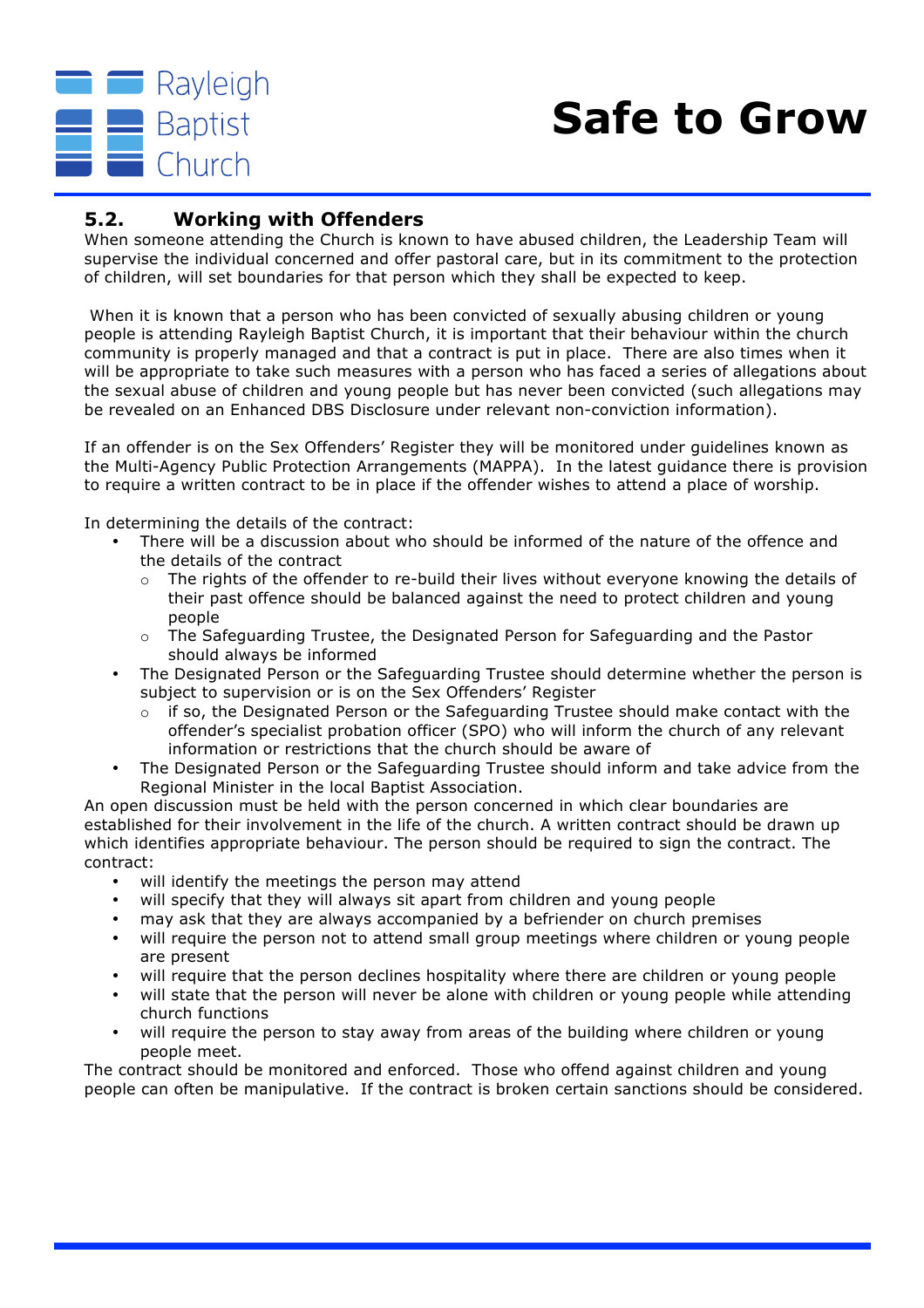## 5.2. Working with Offenders

When someone attending the Church is known to have abused children, the Leadership Team will supervise the individual concerned and offer pastoral care, but in its commitment to the protection of children, will set boundaries for that person which they shall be expected to keep.

When it is known that a person who has been convicted of sexually abusing children or young people is attending Rayleigh Baptist Church, it is important that their behaviour within the church community is properly managed and that a contract is put in place. There are also times when it will be appropriate to take such measures with a person who has faced a series of allegations about the sexual abuse of children and young people but has never been convicted (such allegations may be revealed on an Enhanced DBS Disclosure under relevant non-conviction information).

If an offender is on the Sex Offenders' Register they will be monitored under guidelines known as the Multi-Agency Public Protection Arrangements (MAPPA). In the latest guidance there is provision to require a written contract to be in place if the offender wishes to attend a place of worship.

In determining the details of the contract:

- There will be a discussion about who should be informed of the nature of the offence and the details of the contract
  - The rights of the offender to re-build their lives without everyone knowing the details of their past offence should be balanced against the need to protect children and young people
  - The Safeguarding Trustee, the Designated Person for Safeguarding and the Pastor should always be informed
- The Designated Person or the Safeguarding Trustee should determine whether the person is subject to supervision or is on the Sex Offenders' Register
  - if so, the Designated Person or the Safeguarding Trustee should make contact with the offender's specialist probation officer (SPO) who will inform the church of any relevant information or restrictions that the church should be aware of
- The Designated Person or the Safeguarding Trustee should inform and take advice from the Regional Minister in the local Baptist Association.

An open discussion must be held with the person concerned in which clear boundaries are established for their involvement in the life of the church. A written contract should be drawn up which identifies appropriate behaviour. The person should be required to sign the contract. The contract:

- will identify the meetings the person may attend
- will specify that they will always sit apart from children and young people
- may ask that they are always accompanied by a befriender on church premises
- will require the person not to attend small group meetings where children or young people are present
- will require that the person declines hospitality where there are children or young people
- will state that the person will never be alone with children or young people while attending church functions
- will require the person to stay away from areas of the building where children or young people meet.

The contract should be monitored and enforced. Those who offend against children and young people can often be manipulative. If the contract is broken certain sanctions should be considered.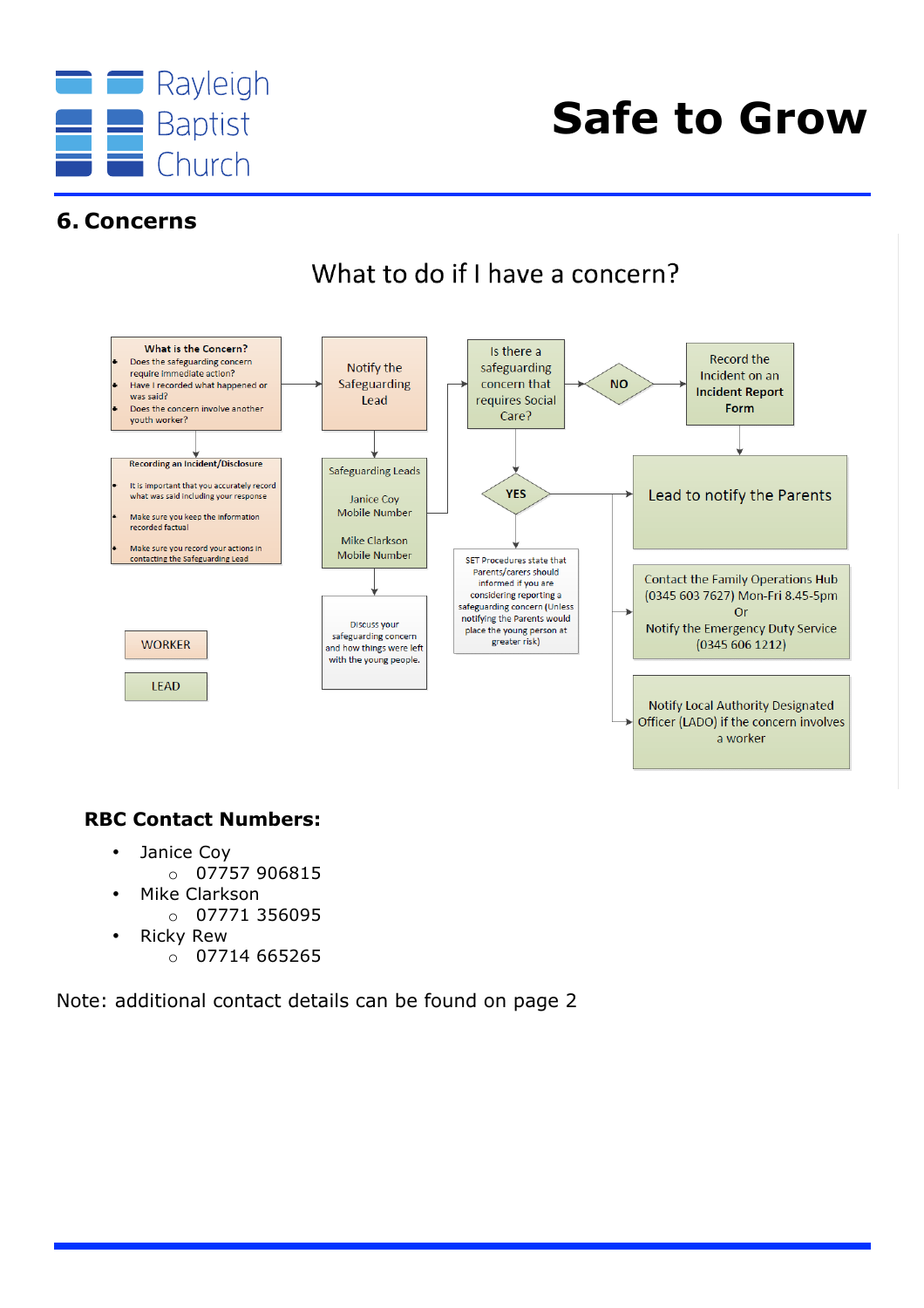## 6. Concerns

What to do if I have a concern?

**What is the Concern?**

- Does the safeguarding concern require immediate action?
- Have I recorded what happened or was said?
- Does the concern involve another youth worker?

**Recording an Incident/Disclosure**

- It is important that you accurately record what was said including your response
- Make sure you keep the information recorded factual
- Make sure you record your actions in contacting the Safeguarding Lead

Notify the Safeguarding Lead

Safeguarding Leads

Janice Coy
Mobile Number

Mike Clarkson
Mobile Number

Discuss your safeguarding concern and how things were left with the young people.

Is there a safeguarding concern that requires Social Care?

**NO** → Record the Incident on an **Incident Report Form** → Lead to notify the Parents

**YES** → SET Procedures state that Parents/carers should informed if you are considering reporting a safeguarding concern (Unless notifying the Parents would place the young person at greater risk)

**YES** →

- Lead to notify the Parents
- Contact the Family Operations Hub (0345 603 7627) Mon-Fri 8.45-5pm
  Or
  Notify the Emergency Duty Service (0345 606 1212)
- Notify Local Authority Designated Officer (LADO) if the concern involves a worker

WORKER

LEAD

**RBC Contact Numbers:**

- Janice Coy
  - 07757 906815
- Mike Clarkson
  - 07771 356095
- Ricky Rew
  - 07714 665265

Note: additional contact details can be found on page 2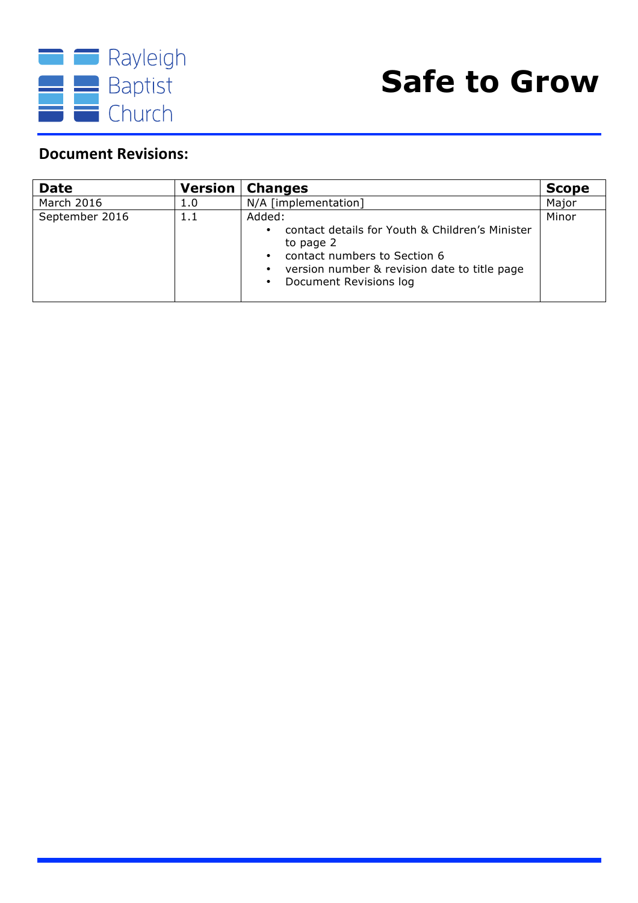Rayleigh Baptist Church

# Safe to Grow

## Document Revisions:

| Date | Version | Changes | Scope |
|---|---|---|---|
| March 2016 | 1.0 | N/A [implementation] | Major |
| September 2016 | 1.1 | Added:<br>• contact details for Youth & Children's Minister to page 2<br>• contact numbers to Section 6<br>• version number & revision date to title page<br>• Document Revisions log | Minor |